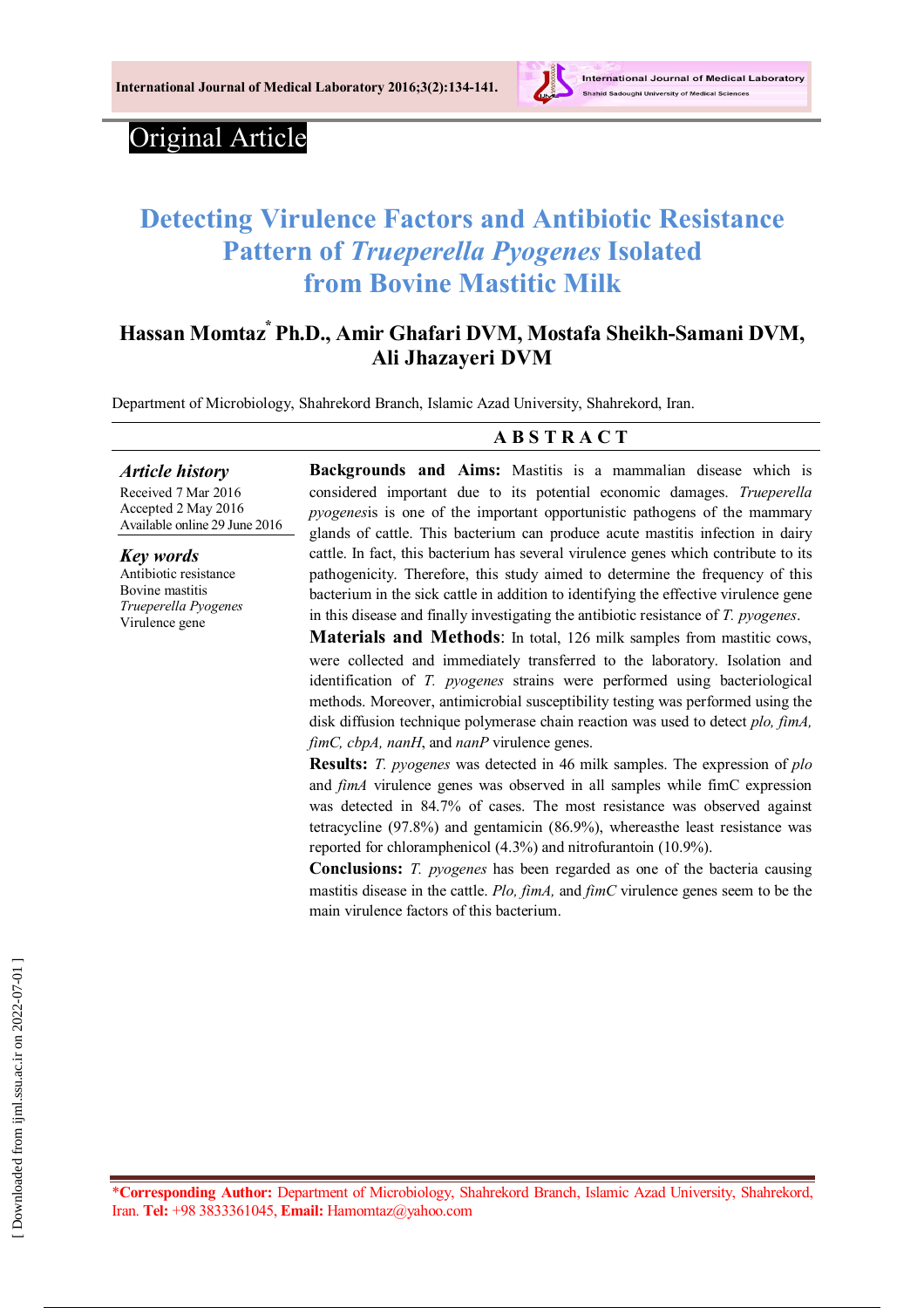Original Article

# Detecting Virulence Factors and Antibiotic Resistance Pattern of *Trueperella Pyogenes* Isolated from Bovine Mastitic Milk

**Hassan Momtaz[*] Ph.D., Amir Ghafari DVM, Mostafa Sheikh-Samani DVM, Ali Jhazayeri DVM**

Department of Microbiology, Shahrekord Branch, Islamic Azad University, Shahrekord, Iran.

### *Article history*

Received 7 Mar 2016
Accepted 2 May 2016
Available online 29 June 2016

### *Key words*

Antibiotic resistance
Bovine mastitis
*Trueperella Pyogenes*
Virulence gene

## ABSTRACT

**Backgrounds and Aims:** Mastitis is a mammalian disease which is considered important due to its potential economic damages. *Trueperella pyogenes*is is one of the important opportunistic pathogens of the mammary glands of cattle. This bacterium can produce acute mastitis infection in dairy cattle. In fact, this bacterium has several virulence genes which contribute to its pathogenicity. Therefore, this study aimed to determine the frequency of this bacterium in the sick cattle in addition to identifying the effective virulence gene in this disease and finally investigating the antibiotic resistance of *T. pyogenes*.

**Materials and Methods**: In total, 126 milk samples from mastitic cows, were collected and immediately transferred to the laboratory. Isolation and identification of *T. pyogenes* strains were performed using bacteriological methods. Moreover, antimicrobial susceptibility testing was performed using the disk diffusion technique polymerase chain reaction was used to detect *plo, fimA, fimC, cbpA, nanH*, and *nanP* virulence genes.

**Results:** *T. pyogenes* was detected in 46 milk samples. The expression of *plo* and *fimA* virulence genes was observed in all samples while fimC expression was detected in 84.7% of cases. The most resistance was observed against tetracycline (97.8%) and gentamicin (86.9%), whereasthe least resistance was reported for chloramphenicol (4.3%) and nitrofurantoin (10.9%).

**Conclusions:** *T. pyogenes* has been regarded as one of the bacteria causing mastitis disease in the cattle. *Plo, fimA,* and *fimC* virulence genes seem to be the main virulence factors of this bacterium.

*__Corresponding Author:__ Department of Microbiology, Shahrekord Branch, Islamic Azad University, Shahrekord, Iran. **Tel:** +98 3833361045, **Email:** Hamomtaz@yahoo.com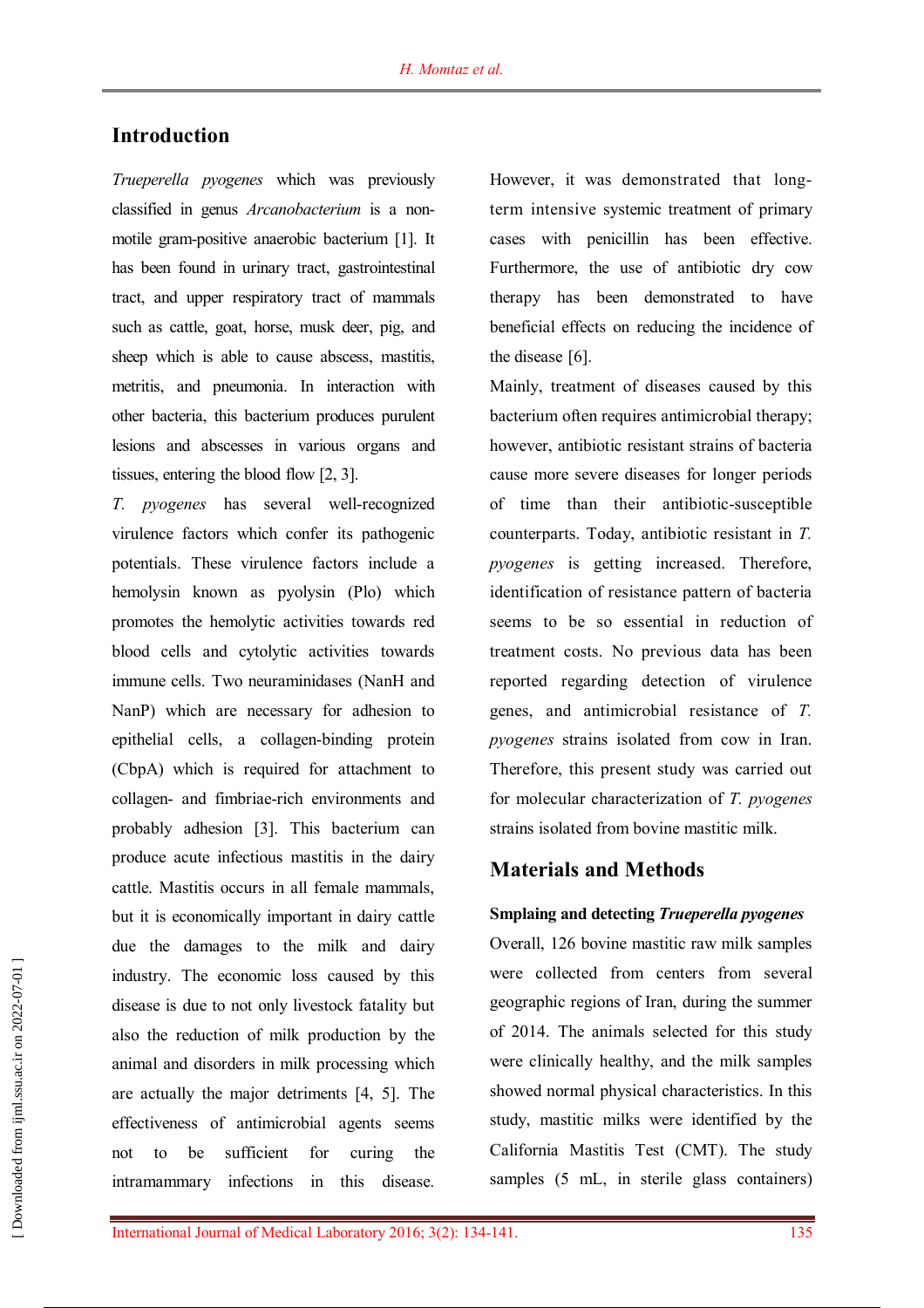## Introduction

*Trueperella pyogenes* which was previously classified in genus *Arcanobacterium* is a non-motile gram-positive anaerobic bacterium [1]. It has been found in urinary tract, gastrointestinal tract, and upper respiratory tract of mammals such as cattle, goat, horse, musk deer, pig, and sheep which is able to cause abscess, mastitis, metritis, and pneumonia. In interaction with other bacteria, this bacterium produces purulent lesions and abscesses in various organs and tissues, entering the blood flow [2, 3].

*T. pyogenes* has several well-recognized virulence factors which confer its pathogenic potentials. These virulence factors include a hemolysin known as pyolysin (Plo) which promotes the hemolytic activities towards red blood cells and cytolytic activities towards immune cells. Two neuraminidases (NanH and NanP) which are necessary for adhesion to epithelial cells, a collagen-binding protein (CbpA) which is required for attachment to collagen- and fimbriae-rich environments and probably adhesion [3]. This bacterium can produce acute infectious mastitis in the dairy cattle. Mastitis occurs in all female mammals, but it is economically important in dairy cattle due the damages to the milk and dairy industry. The economic loss caused by this disease is due to not only livestock fatality but also the reduction of milk production by the animal and disorders in milk processing which are actually the major detriments [4, 5]. The effectiveness of antimicrobial agents seems not to be sufficient for curing the intramammary infections in this disease. However, it was demonstrated that long-term intensive systemic treatment of primary cases with penicillin has been effective. Furthermore, the use of antibiotic dry cow therapy has been demonstrated to have beneficial effects on reducing the incidence of the disease [6].

Mainly, treatment of diseases caused by this bacterium often requires antimicrobial therapy; however, antibiotic resistant strains of bacteria cause more severe diseases for longer periods of time than their antibiotic-susceptible counterparts. Today, antibiotic resistant in *T. pyogenes* is getting increased. Therefore, identification of resistance pattern of bacteria seems to be so essential in reduction of treatment costs. No previous data has been reported regarding detection of virulence genes, and antimicrobial resistance of *T. pyogenes* strains isolated from cow in Iran. Therefore, this present study was carried out for molecular characterization of *T. pyogenes* strains isolated from bovine mastitic milk.

## Materials and Methods

### Smplaing and detecting *Trueperella pyogenes*

Overall, 126 bovine mastitic raw milk samples were collected from centers from several geographic regions of Iran, during the summer of 2014. The animals selected for this study were clinically healthy, and the milk samples showed normal physical characteristics. In this study, mastitic milks were identified by the California Mastitis Test (CMT). The study samples (5 mL, in sterile glass containers)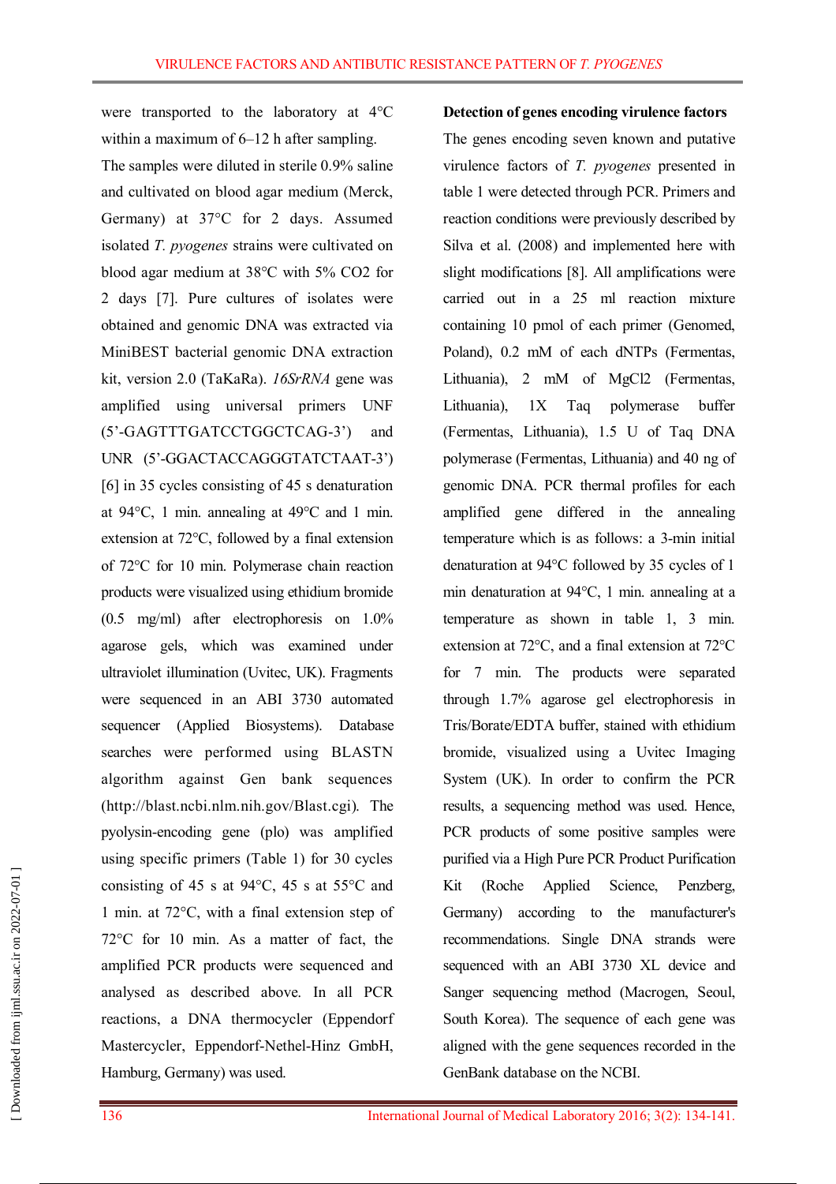were transported to the laboratory at 4°C within a maximum of 6–12 h after sampling.

The samples were diluted in sterile 0.9% saline and cultivated on blood agar medium (Merck, Germany) at 37°C for 2 days. Assumed isolated *T. pyogenes* strains were cultivated on blood agar medium at 38°C with 5% CO2 for 2 days [7]. Pure cultures of isolates were obtained and genomic DNA was extracted via MiniBEST bacterial genomic DNA extraction kit, version 2.0 (TaKaRa). *16SrRNA* gene was amplified using universal primers UNF (5'-GAGTTTGATCCTGGCTCAG-3') and UNR (5'-GGACTACCAGGGTATCTAAT-3') [6] in 35 cycles consisting of 45 s denaturation at 94°C, 1 min. annealing at 49°C and 1 min. extension at 72°C, followed by a final extension of 72°C for 10 min. Polymerase chain reaction products were visualized using ethidium bromide (0.5 mg/ml) after electrophoresis on 1.0% agarose gels, which was examined under ultraviolet illumination (Uvitec, UK). Fragments were sequenced in an ABI 3730 automated sequencer (Applied Biosystems). Database searches were performed using BLASTN algorithm against Gen bank sequences (http://blast.ncbi.nlm.nih.gov/Blast.cgi). The pyolysin-encoding gene (plo) was amplified using specific primers (Table 1) for 30 cycles consisting of 45 s at 94°C, 45 s at 55°C and 1 min. at 72°C, with a final extension step of 72°C for 10 min. As a matter of fact, the amplified PCR products were sequenced and analysed as described above. In all PCR reactions, a DNA thermocycler (Eppendorf Mastercycler, Eppendorf-Nethel-Hinz GmbH, Hamburg, Germany) was used.

**Detection of genes encoding virulence factors**

The genes encoding seven known and putative virulence factors of *T. pyogenes* presented in table 1 were detected through PCR. Primers and reaction conditions were previously described by Silva et al. (2008) and implemented here with slight modifications [8]. All amplifications were carried out in a 25 ml reaction mixture containing 10 pmol of each primer (Genomed, Poland), 0.2 mM of each dNTPs (Fermentas, Lithuania), 2 mM of MgCl2 (Fermentas, Lithuania), 1X Taq polymerase buffer (Fermentas, Lithuania), 1.5 U of Taq DNA polymerase (Fermentas, Lithuania) and 40 ng of genomic DNA. PCR thermal profiles for each amplified gene differed in the annealing temperature which is as follows: a 3-min initial denaturation at 94°C followed by 35 cycles of 1 min denaturation at 94°C, 1 min. annealing at a temperature as shown in table 1, 3 min. extension at 72°C, and a final extension at 72°C for 7 min. The products were separated through 1.7% agarose gel electrophoresis in Tris/Borate/EDTA buffer, stained with ethidium bromide, visualized using a Uvitec Imaging System (UK). In order to confirm the PCR results, a sequencing method was used. Hence, PCR products of some positive samples were purified via a High Pure PCR Product Purification Kit (Roche Applied Science, Penzberg, Germany) according to the manufacturer's recommendations. Single DNA strands were sequenced with an ABI 3730 XL device and Sanger sequencing method (Macrogen, Seoul, South Korea). The sequence of each gene was aligned with the gene sequences recorded in the GenBank database on the NCBI.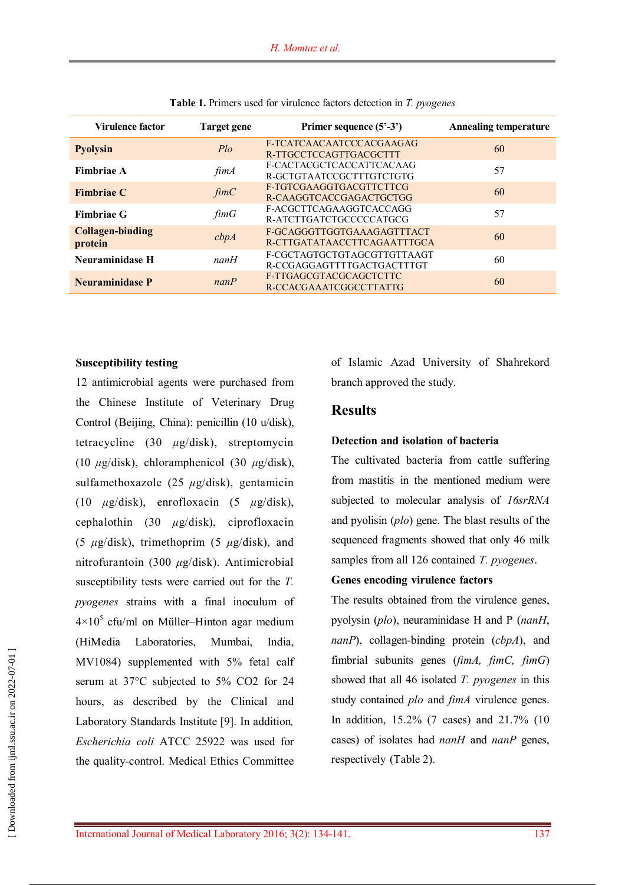**Table 1.** Primers used for virulence factors detection in *T. pyogenes*

| Virulence factor | Target gene | Primer sequence (5'-3') | Annealing temperature |
|---|---|---|---|
| **Pyolysin** | *Plo* | F-TCATCAACAATCCCACGAAGAG<br>R-TTGCCTCCAGTTGACGCTTT | 60 |
| **Fimbriae A** | *fimA* | F-CACTACGCTCACCATTCACAAG<br>R-GCTGTAATCCGCTTTGTCTGTG | 57 |
| **Fimbriae C** | *fimC* | F-TGTCGAAGGTGACGTTCTTCG<br>R-CAAGGTCACCGAGACTGCTGG | 60 |
| **Fimbriae G** | *fimG* | F-ACGCTTCAGAAGGTCACCAGG<br>R-ATCTTGATCTGCCCCCATGCG | 57 |
| **Collagen-binding protein** | *cbpA* | F-GCAGGGTTGGTGAAAGAGTTTACT<br>R-CTTGATATAACCTTCAGAATTTGCA | 60 |
| **Neuraminidase H** | *nanH* | F-CGCTAGTGCTGTAGCGTTGTTAAGT<br>R-CCGAGGAGTTTTGACTGACTTTGT | 60 |
| **Neuraminidase P** | *nanP* | F-TTGAGCGTACGCAGCTCTTC<br>R-CCACGAAATCGGCCTTATTG | 60 |

**Susceptibility testing**

12 antimicrobial agents were purchased from the Chinese Institute of Veterinary Drug Control (Beijing, China): penicillin (10 u/disk), tetracycline (30 $\mu$g/disk), streptomycin (10 $\mu$g/disk), chloramphenicol (30 $\mu$g/disk), sulfamethoxazole (25 $\mu$g/disk), gentamicin (10 $\mu$g/disk), enrofloxacin (5 $\mu$g/disk), cephalothin (30 $\mu$g/disk), ciprofloxacin (5 $\mu$g/disk), trimethoprim (5 $\mu$g/disk), and nitrofurantoin (300 $\mu$g/disk). Antimicrobial susceptibility tests were carried out for the *T. pyogenes* strains with a final inoculum of $4\times10^5$ cfu/ml on Müller–Hinton agar medium (HiMedia Laboratories, Mumbai, India, MV1084) supplemented with 5% fetal calf serum at 37°C subjected to 5% CO2 for 24 hours, as described by the Clinical and Laboratory Standards Institute [9]. In addition, *Escherichia coli* ATCC 25922 was used for the quality-control. Medical Ethics Committee of Islamic Azad University of Shahrekord branch approved the study.

## Results

**Detection and isolation of bacteria**

The cultivated bacteria from cattle suffering from mastitis in the mentioned medium were subjected to molecular analysis of *16srRNA* and pyolisin (*plo*) gene. The blast results of the sequenced fragments showed that only 46 milk samples from all 126 contained *T. pyogenes*.

**Genes encoding virulence factors**

The results obtained from the virulence genes, pyolysin (*plo*), neuraminidase H and P (*nanH*, *nanP*), collagen-binding protein (*cbpA*), and fimbrial subunits genes (*fimA, fimC, fimG*) showed that all 46 isolated *T. pyogenes* in this study contained *plo* and *fimA* virulence genes. In addition, 15.2% (7 cases) and 21.7% (10 cases) of isolates had *nanH* and *nanP* genes, respectively (Table 2).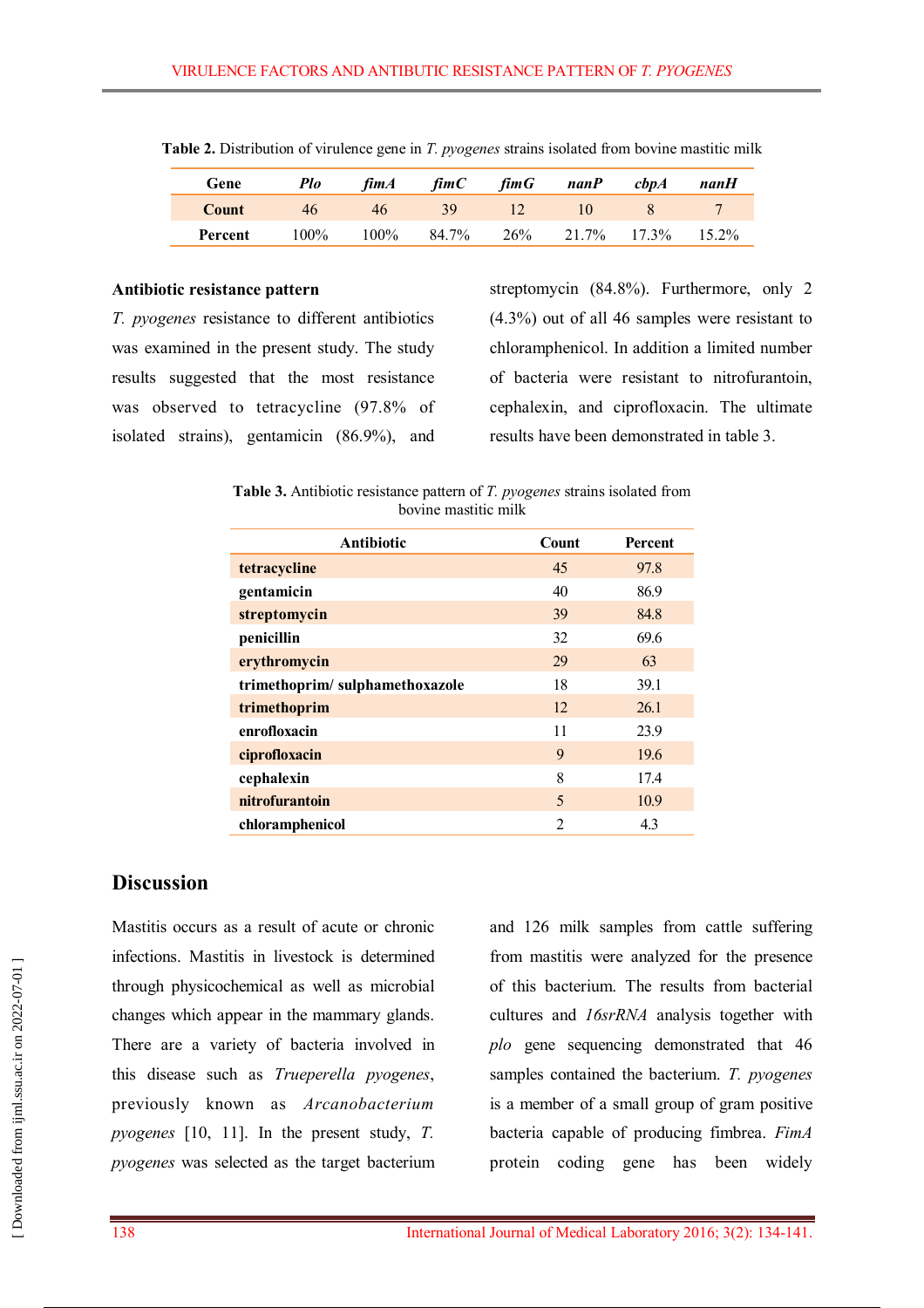**Table 2.** Distribution of virulence gene in *T. pyogenes* strains isolated from bovine mastitic milk

| Gene | *Plo* | *fimA* | *fimC* | *fimG* | *nanP* | *cbpA* | *nanH* |
|---|---|---|---|---|---|---|---|
| **Count** | 46 | 46 | 39 | 12 | 10 | 8 | 7 |
| **Percent** | 100% | 100% | 84.7% | 26% | 21.7% | 17.3% | 15.2% |

**Antibiotic resistance pattern**

*T. pyogenes* resistance to different antibiotics was examined in the present study. The study results suggested that the most resistance was observed to tetracycline (97.8% of isolated strains), gentamicin (86.9%), and streptomycin (84.8%). Furthermore, only 2 (4.3%) out of all 46 samples were resistant to chloramphenicol. In addition a limited number of bacteria were resistant to nitrofurantoin, cephalexin, and ciprofloxacin. The ultimate results have been demonstrated in table 3.

**Table 3.** Antibiotic resistance pattern of *T. pyogenes* strains isolated from bovine mastitic milk

| Antibiotic | Count | Percent |
|---|---|---|
| **tetracycline** | 45 | 97.8 |
| **gentamicin** | 40 | 86.9 |
| **streptomycin** | 39 | 84.8 |
| **penicillin** | 32 | 69.6 |
| **erythromycin** | 29 | 63 |
| **trimethoprim/ sulphamethoxazole** | 18 | 39.1 |
| **trimethoprim** | 12 | 26.1 |
| **enrofloxacin** | 11 | 23.9 |
| **ciprofloxacin** | 9 | 19.6 |
| **cephalexin** | 8 | 17.4 |
| **nitrofurantoin** | 5 | 10.9 |
| **chloramphenicol** | 2 | 4.3 |

## Discussion

Mastitis occurs as a result of acute or chronic infections. Mastitis in livestock is determined through physicochemical as well as microbial changes which appear in the mammary glands. There are a variety of bacteria involved in this disease such as *Trueperella pyogenes*, previously known as *Arcanobacterium pyogenes* [10, 11]. In the present study, *T. pyogenes* was selected as the target bacterium and 126 milk samples from cattle suffering from mastitis were analyzed for the presence of this bacterium. The results from bacterial cultures and *16srRNA* analysis together with *plo* gene sequencing demonstrated that 46 samples contained the bacterium. *T. pyogenes* is a member of a small group of gram positive bacteria capable of producing fimbrea. *FimA* protein coding gene has been widely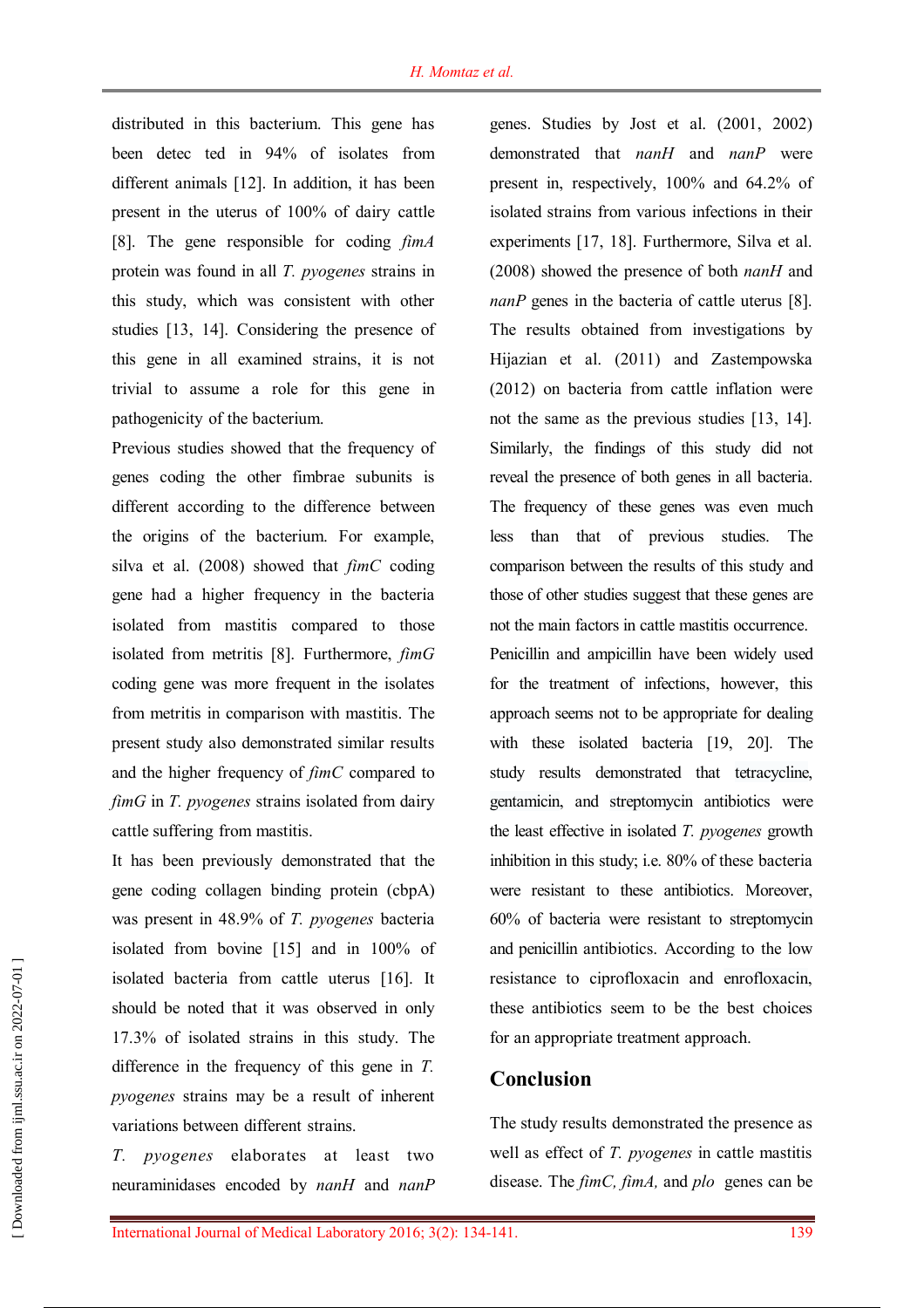distributed in this bacterium. This gene has been detec ted in 94% of isolates from different animals [12]. In addition, it has been present in the uterus of 100% of dairy cattle [8]. The gene responsible for coding *fimA* protein was found in all *T. pyogenes* strains in this study, which was consistent with other studies [13, 14]. Considering the presence of this gene in all examined strains, it is not trivial to assume a role for this gene in pathogenicity of the bacterium.

Previous studies showed that the frequency of genes coding the other fimbrae subunits is different according to the difference between the origins of the bacterium. For example, silva et al. (2008) showed that *fimC* coding gene had a higher frequency in the bacteria isolated from mastitis compared to those isolated from metritis [8]. Furthermore, *fimG* coding gene was more frequent in the isolates from metritis in comparison with mastitis. The present study also demonstrated similar results and the higher frequency of *fimC* compared to *fimG* in *T. pyogenes* strains isolated from dairy cattle suffering from mastitis.

It has been previously demonstrated that the gene coding collagen binding protein (cbpA) was present in 48.9% of *T. pyogenes* bacteria isolated from bovine [15] and in 100% of isolated bacteria from cattle uterus [16]. It should be noted that it was observed in only 17.3% of isolated strains in this study. The difference in the frequency of this gene in *T. pyogenes* strains may be a result of inherent variations between different strains.

*T. pyogenes* elaborates at least two neuraminidases encoded by *nanH* and *nanP* genes. Studies by Jost et al. (2001, 2002) demonstrated that *nanH* and *nanP* were present in, respectively, 100% and 64.2% of isolated strains from various infections in their experiments [17, 18]. Furthermore, Silva et al. (2008) showed the presence of both *nanH* and *nanP* genes in the bacteria of cattle uterus [8]. The results obtained from investigations by Hijazian et al. (2011) and Zastempowska (2012) on bacteria from cattle inflation were not the same as the previous studies [13, 14]. Similarly, the findings of this study did not reveal the presence of both genes in all bacteria. The frequency of these genes was even much less than that of previous studies. The comparison between the results of this study and those of other studies suggest that these genes are not the main factors in cattle mastitis occurrence.

Penicillin and ampicillin have been widely used for the treatment of infections, however, this approach seems not to be appropriate for dealing with these isolated bacteria [19, 20]. The study results demonstrated that tetracycline, gentamicin, and streptomycin antibiotics were the least effective in isolated *T. pyogenes* growth inhibition in this study; i.e. 80% of these bacteria were resistant to these antibiotics. Moreover, 60% of bacteria were resistant to streptomycin and penicillin antibiotics. According to the low resistance to ciprofloxacin and enrofloxacin, these antibiotics seem to be the best choices for an appropriate treatment approach.

## Conclusion

The study results demonstrated the presence as well as effect of *T. pyogenes* in cattle mastitis disease. The *fimC, fimA,* and *plo* genes can be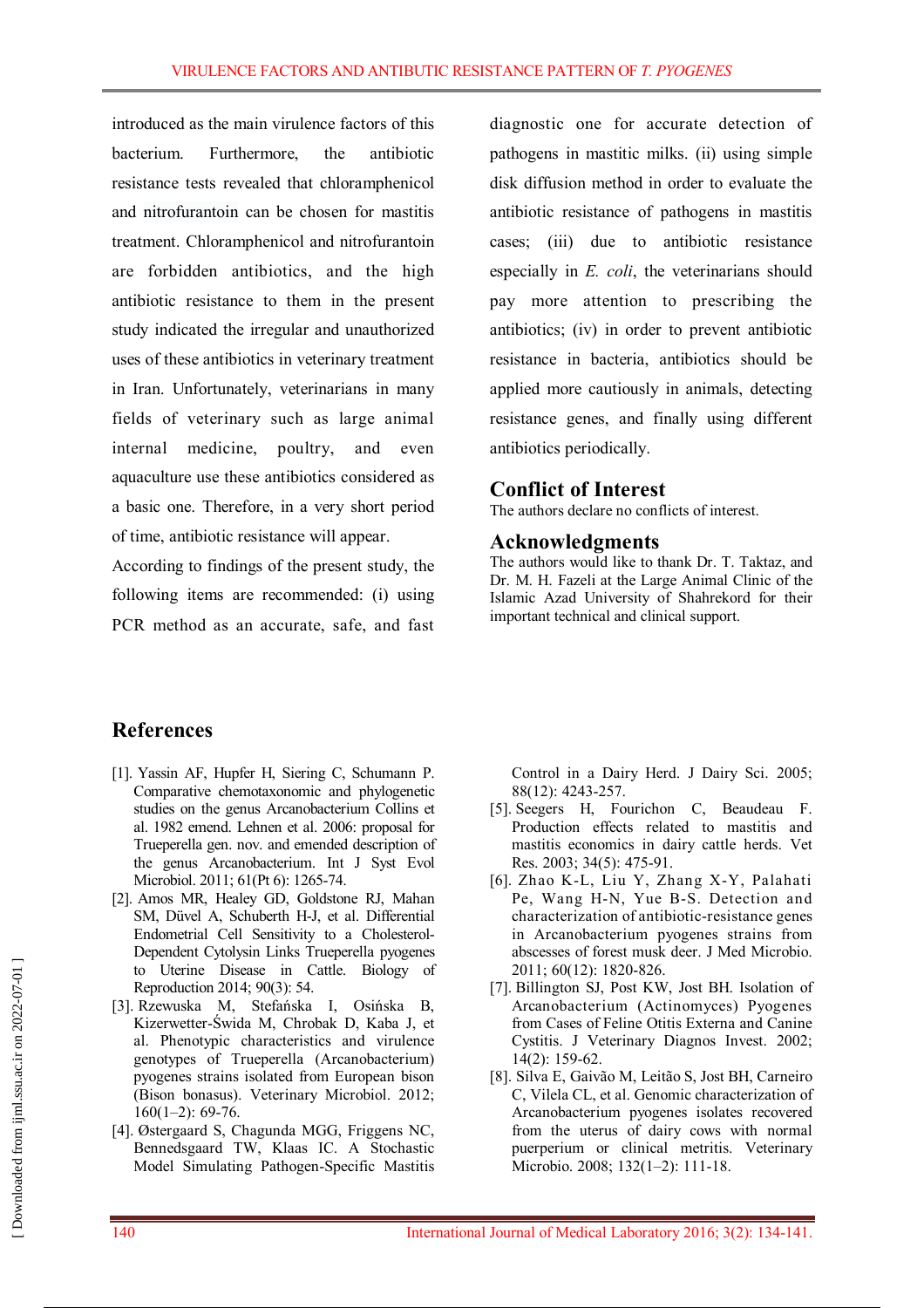introduced as the main virulence factors of this bacterium. Furthermore, the antibiotic resistance tests revealed that chloramphenicol and nitrofurantoin can be chosen for mastitis treatment. Chloramphenicol and nitrofurantoin are forbidden antibiotics, and the high antibiotic resistance to them in the present study indicated the irregular and unauthorized uses of these antibiotics in veterinary treatment in Iran. Unfortunately, veterinarians in many fields of veterinary such as large animal internal medicine, poultry, and even aquaculture use these antibiotics considered as a basic one. Therefore, in a very short period of time, antibiotic resistance will appear.

According to findings of the present study, the following items are recommended: (i) using PCR method as an accurate, safe, and fast diagnostic one for accurate detection of pathogens in mastitic milks. (ii) using simple disk diffusion method in order to evaluate the antibiotic resistance of pathogens in mastitis cases; (iii) due to antibiotic resistance especially in *E. coli*, the veterinarians should pay more attention to prescribing the antibiotics; (iv) in order to prevent antibiotic resistance in bacteria, antibiotics should be applied more cautiously in animals, detecting resistance genes, and finally using different antibiotics periodically.

## Conflict of Interest

The authors declare no conflicts of interest.

## Acknowledgments

The authors would like to thank Dr. T. Taktaz, and Dr. M. H. Fazeli at the Large Animal Clinic of the Islamic Azad University of Shahrekord for their important technical and clinical support.

## References

[1]. Yassin AF, Hupfer H, Siering C, Schumann P. Comparative chemotaxonomic and phylogenetic studies on the genus Arcanobacterium Collins et al. 1982 emend. Lehnen et al. 2006: proposal for Trueperella gen. nov. and emended description of the genus Arcanobacterium. Int J Syst Evol Microbiol. 2011; 61(Pt 6): 1265-74.

[2]. Amos MR, Healey GD, Goldstone RJ, Mahan SM, Düvel A, Schuberth H-J, et al. Differential Endometrial Cell Sensitivity to a Cholesterol-Dependent Cytolysin Links Trueperella pyogenes to Uterine Disease in Cattle. Biology of Reproduction 2014; 90(3): 54.

[3]. Rzewuska M, Stefańska I, Osińska B, Kizerwetter-Świda M, Chrobak D, Kaba J, et al. Phenotypic characteristics and virulence genotypes of Trueperella (Arcanobacterium) pyogenes strains isolated from European bison (Bison bonasus). Veterinary Microbiol. 2012; 160(1–2): 69-76.

[4]. Østergaard S, Chagunda MGG, Friggens NC, Bennedsgaard TW, Klaas IC. A Stochastic Model Simulating Pathogen-Specific Mastitis Control in a Dairy Herd. J Dairy Sci. 2005; 88(12): 4243-257.

[5]. Seegers H, Fourichon C, Beaudeau F. Production effects related to mastitis and mastitis economics in dairy cattle herds. Vet Res. 2003; 34(5): 475-91.

[6]. Zhao K-L, Liu Y, Zhang X-Y, Palahati Pe, Wang H-N, Yue B-S. Detection and characterization of antibiotic-resistance genes in Arcanobacterium pyogenes strains from abscesses of forest musk deer. J Med Microbio. 2011; 60(12): 1820-826.

[7]. Billington SJ, Post KW, Jost BH. Isolation of Arcanobacterium (Actinomyces) Pyogenes from Cases of Feline Otitis Externa and Canine Cystitis. J Veterinary Diagnos Invest. 2002; 14(2): 159-62.

[8]. Silva E, Gaivão M, Leitão S, Jost BH, Carneiro C, Vilela CL, et al. Genomic characterization of Arcanobacterium pyogenes isolates recovered from the uterus of dairy cows with normal puerperium or clinical metritis. Veterinary Microbio. 2008; 132(1–2): 111-18.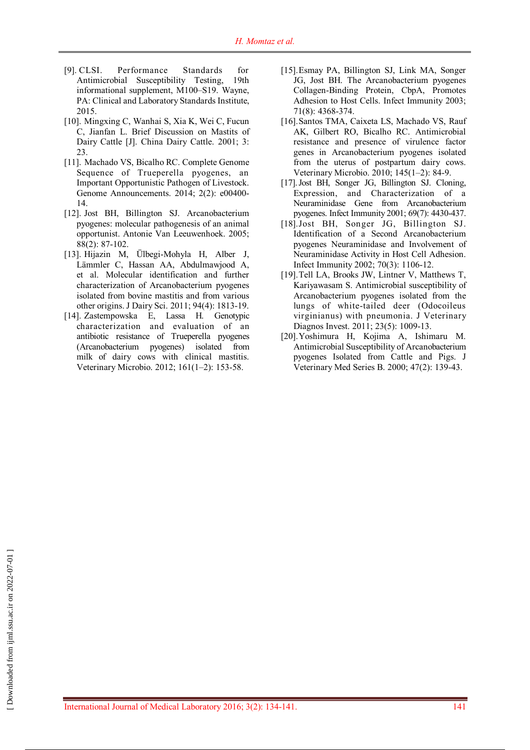[9]. CLSI. Performance Standards for Antimicrobial Susceptibility Testing, 19th informational supplement, M100–S19. Wayne, PA: Clinical and Laboratory Standards Institute, 2015.

[10]. Mingxing C, Wanhai S, Xia K, Wei C, Fucun C, Jianfan L. Brief Discussion on Mastits of Dairy Cattle [J]. China Dairy Cattle. 2001; 3: 23.

[11]. Machado VS, Bicalho RC. Complete Genome Sequence of Trueperella pyogenes, an Important Opportunistic Pathogen of Livestock. Genome Announcements. 2014; 2(2): e00400-14.

[12]. Jost BH, Billington SJ. Arcanobacterium pyogenes: molecular pathogenesis of an animal opportunist. Antonie Van Leeuwenhoek. 2005; 88(2): 87-102.

[13]. Hijazin M, Ülbegi-Mohyla H, Alber J, Lämmler C, Hassan AA, Abdulmawjood A, et al. Molecular identification and further characterization of Arcanobacterium pyogenes isolated from bovine mastitis and from various other origins. J Dairy Sci. 2011; 94(4): 1813-19.

[14]. Zastempowska E, Lassa H. Genotypic characterization and evaluation of an antibiotic resistance of Trueperella pyogenes (Arcanobacterium pyogenes) isolated from milk of dairy cows with clinical mastitis. Veterinary Microbio. 2012; 161(1–2): 153-58.

[15]. Esmay PA, Billington SJ, Link MA, Songer JG, Jost BH. The Arcanobacterium pyogenes Collagen-Binding Protein, CbpA, Promotes Adhesion to Host Cells. Infect Immunity 2003; 71(8): 4368-374.

[16]. Santos TMA, Caixeta LS, Machado VS, Rauf AK, Gilbert RO, Bicalho RC. Antimicrobial resistance and presence of virulence factor genes in Arcanobacterium pyogenes isolated from the uterus of postpartum dairy cows. Veterinary Microbio. 2010; 145(1–2): 84-9.

[17]. Jost BH, Songer JG, Billington SJ. Cloning, Expression, and Characterization of a Neuraminidase Gene from Arcanobacterium pyogenes. Infect Immunity 2001; 69(7): 4430-437.

[18]. Jost BH, Songer JG, Billington SJ. Identification of a Second Arcanobacterium pyogenes Neuraminidase and Involvement of Neuraminidase Activity in Host Cell Adhesion. Infect Immunity 2002; 70(3): 1106-12.

[19]. Tell LA, Brooks JW, Lintner V, Matthews T, Kariyawasam S. Antimicrobial susceptibility of Arcanobacterium pyogenes isolated from the lungs of white-tailed deer (Odocoileus virginianus) with pneumonia. J Veterinary Diagnos Invest. 2011; 23(5): 1009-13.

[20]. Yoshimura H, Kojima A, Ishimaru M. Antimicrobial Susceptibility of Arcanobacterium pyogenes Isolated from Cattle and Pigs. J Veterinary Med Series B. 2000; 47(2): 139-43.